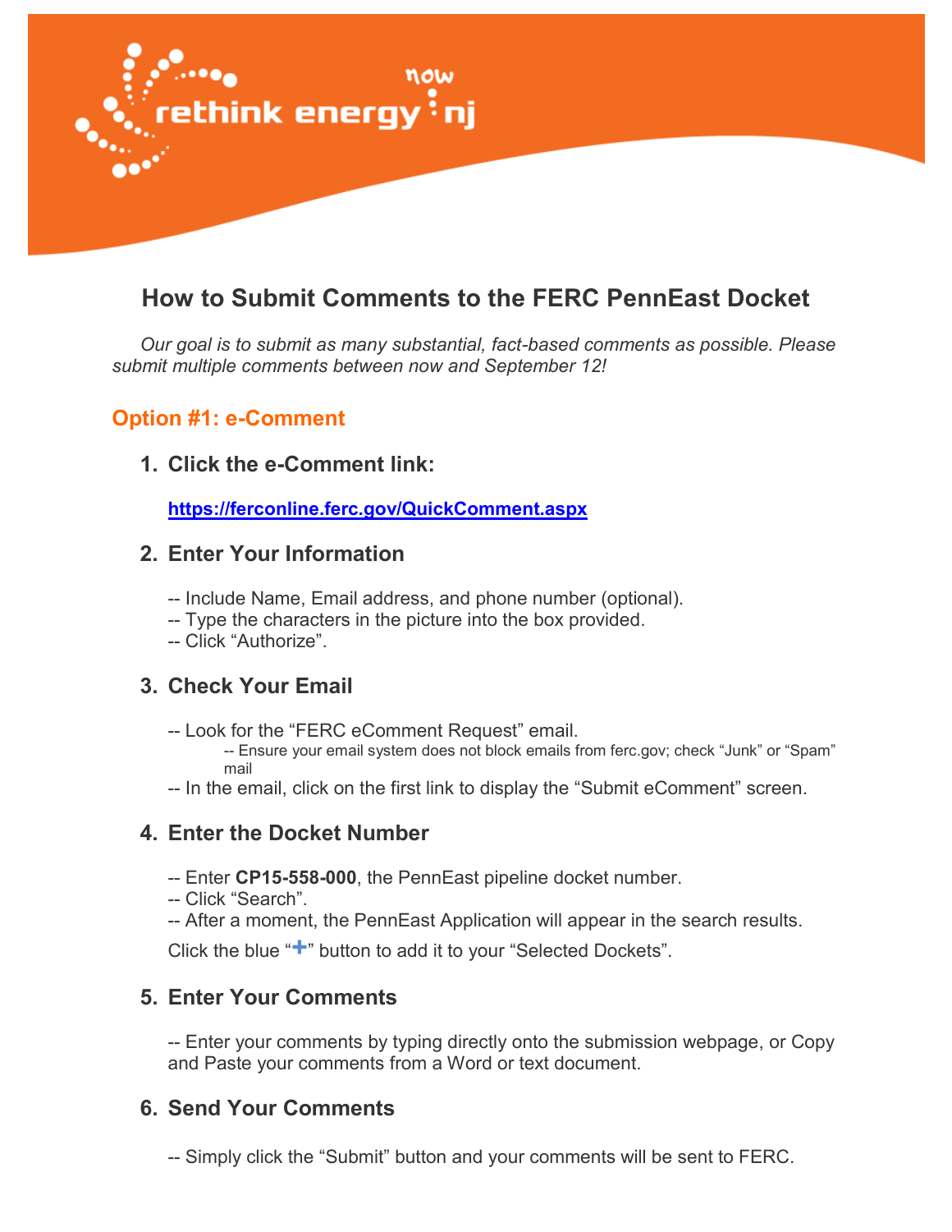# How to Submit Comments to the FERC PennEast Docket

*Our goal is to submit as many substantial, fact-based comments as possible. Please submit multiple comments between now and September 12!*

## Option #1: e-Comment

### 1. Click the e-Comment link:

**https://ferconline.ferc.gov/QuickComment.aspx**

### 2. Enter Your Information

-- Include Name, Email address, and phone number (optional).
-- Type the characters in the picture into the box provided.
-- Click "Authorize".

### 3. Check Your Email

-- Look for the "FERC eComment Request" email.
  -- Ensure your email system does not block emails from ferc.gov; check "Junk" or "Spam" mail
-- In the email, click on the first link to display the "Submit eComment" screen.

### 4. Enter the Docket Number

-- Enter **CP15-558-000**, the PennEast pipeline docket number.
-- Click "Search".
-- After a moment, the PennEast Application will appear in the search results.

Click the blue "+" button to add it to your "Selected Dockets".

### 5. Enter Your Comments

-- Enter your comments by typing directly onto the submission webpage, or Copy and Paste your comments from a Word or text document.

### 6. Send Your Comments

-- Simply click the "Submit" button and your comments will be sent to FERC.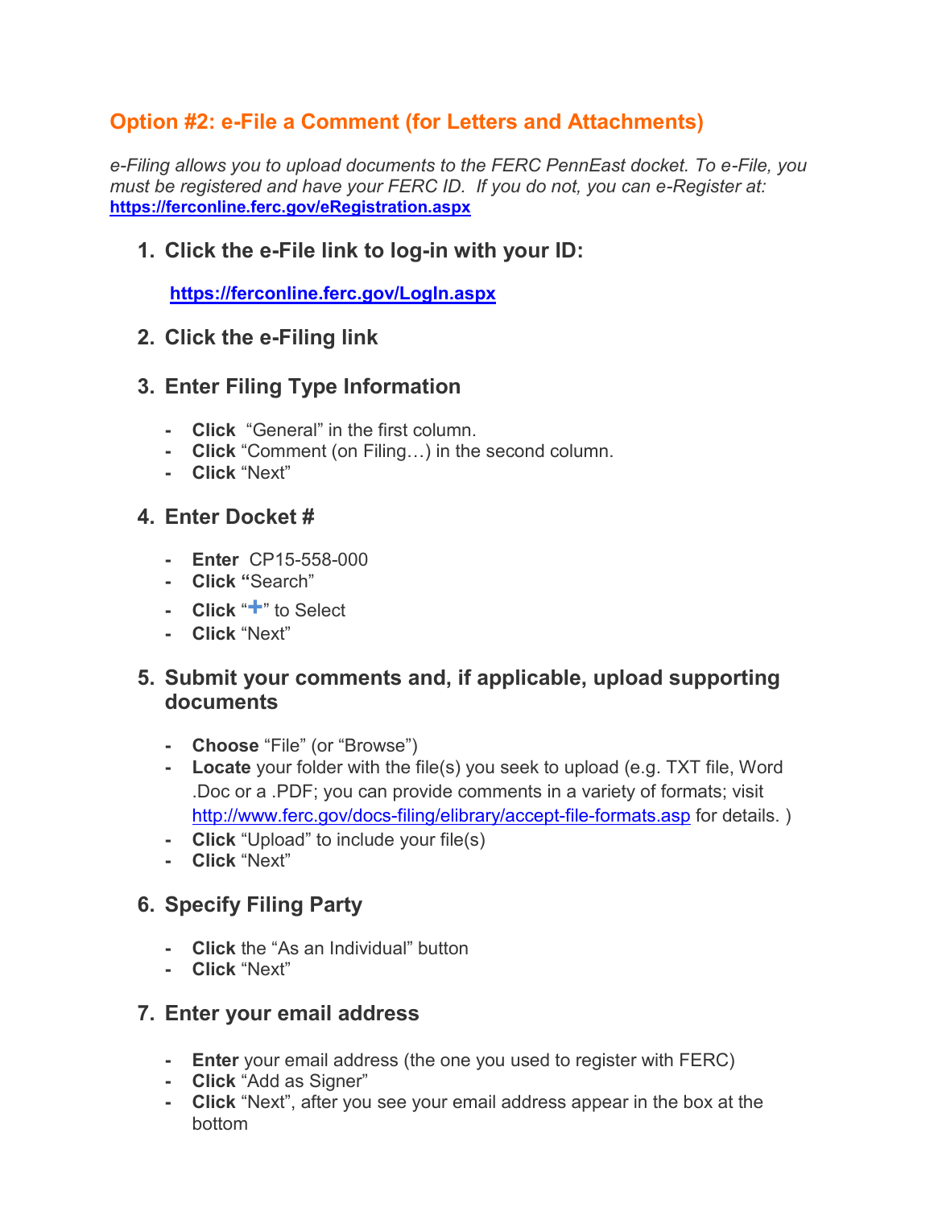## Option #2: e-File a Comment (for Letters and Attachments)

*e-Filing allows you to upload documents to the FERC PennEast docket. To e-File, you must be registered and have your FERC ID. If you do not, you can e-Register at:* **https://ferconline.ferc.gov/eRegistration.aspx**

### 1. Click the e-File link to log-in with your ID:

**https://ferconline.ferc.gov/LogIn.aspx**

### 2. Click the e-Filing link

### 3. Enter Filing Type Information

- **Click** "General" in the first column.
- **Click** "Comment (on Filing…) in the second column.
- **Click** "Next"

### 4. Enter Docket #

- **Enter** CP15-558-000
- **Click** "Search"
- **Click** "+" to Select
- **Click** "Next"

### 5. Submit your comments and, if applicable, upload supporting documents

- **Choose** "File" (or "Browse")
- **Locate** your folder with the file(s) you seek to upload (e.g. TXT file, Word .Doc or a .PDF; you can provide comments in a variety of formats; visit http://www.ferc.gov/docs-filing/elibrary/accept-file-formats.asp for details. )
- **Click** "Upload" to include your file(s)
- **Click** "Next"

### 6. Specify Filing Party

- **Click** the "As an Individual" button
- **Click** "Next"

### 7. Enter your email address

- **Enter** your email address (the one you used to register with FERC)
- **Click** "Add as Signer"
- **Click** "Next", after you see your email address appear in the box at the bottom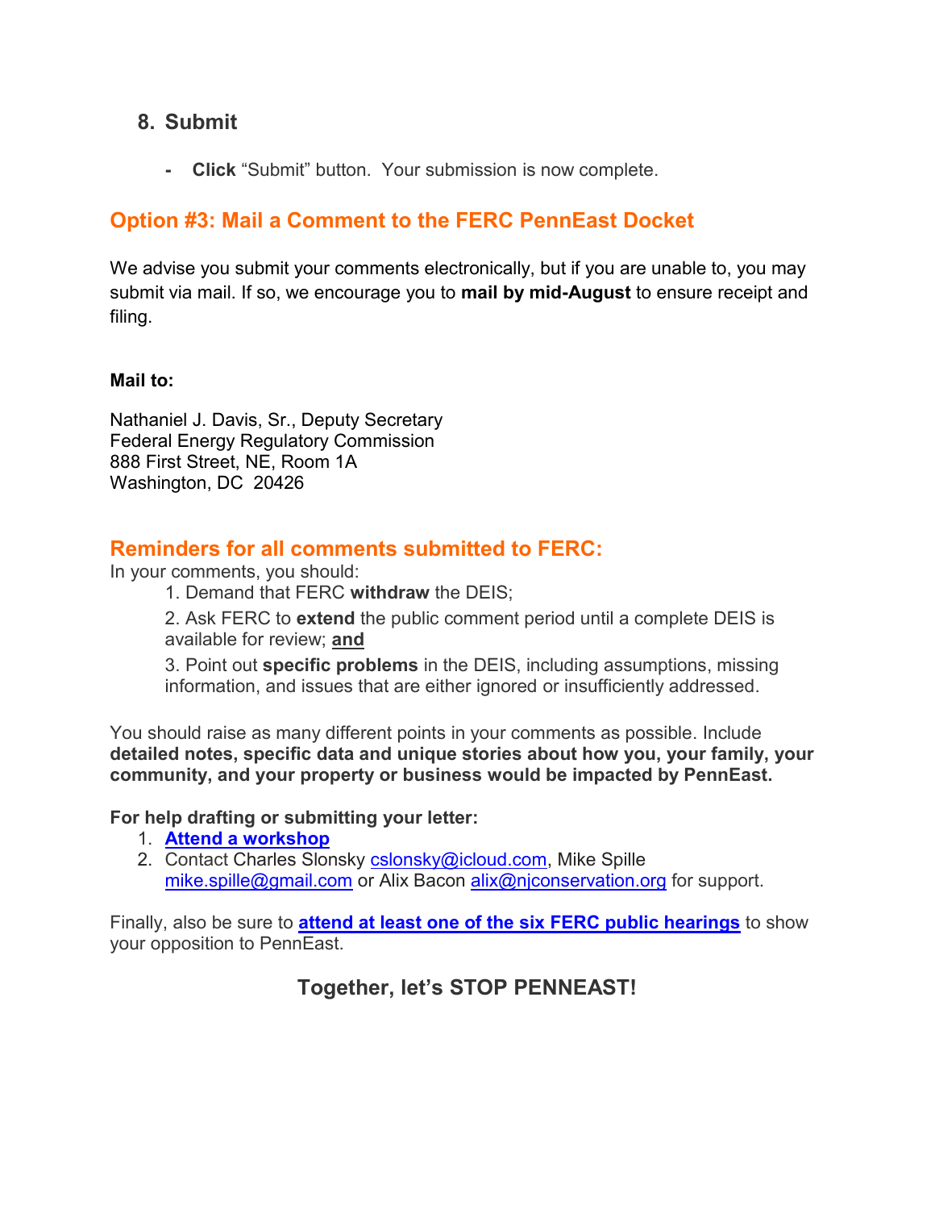## 8. Submit

- **Click** “Submit” button. Your submission is now complete.

## Option #3: Mail a Comment to the FERC PennEast Docket

We advise you submit your comments electronically, but if you are unable to, you may submit via mail. If so, we encourage you to **mail by mid-August** to ensure receipt and filing.

**Mail to:**

Nathaniel J. Davis, Sr., Deputy Secretary
Federal Energy Regulatory Commission
888 First Street, NE, Room 1A
Washington, DC 20426

## Reminders for all comments submitted to FERC:

In your comments, you should:

1. Demand that FERC **withdraw** the DEIS;
2. Ask FERC to **extend** the public comment period until a complete DEIS is available for review; **and**
3. Point out **specific problems** in the DEIS, including assumptions, missing information, and issues that are either ignored or insufficiently addressed.

You should raise as many different points in your comments as possible. Include **detailed notes, specific data and unique stories about how you, your family, your community, and your property or business would be impacted by PennEast.**

**For help drafting or submitting your letter:**

1. **Attend a workshop**
2. Contact Charles Slonsky cslonsky@icloud.com, Mike Spille mike.spille@gmail.com or Alix Bacon alix@njconservation.org for support.

Finally, also be sure to **attend at least one of the six FERC public hearings** to show your opposition to PennEast.

**Together, let’s STOP PENNEAST!**